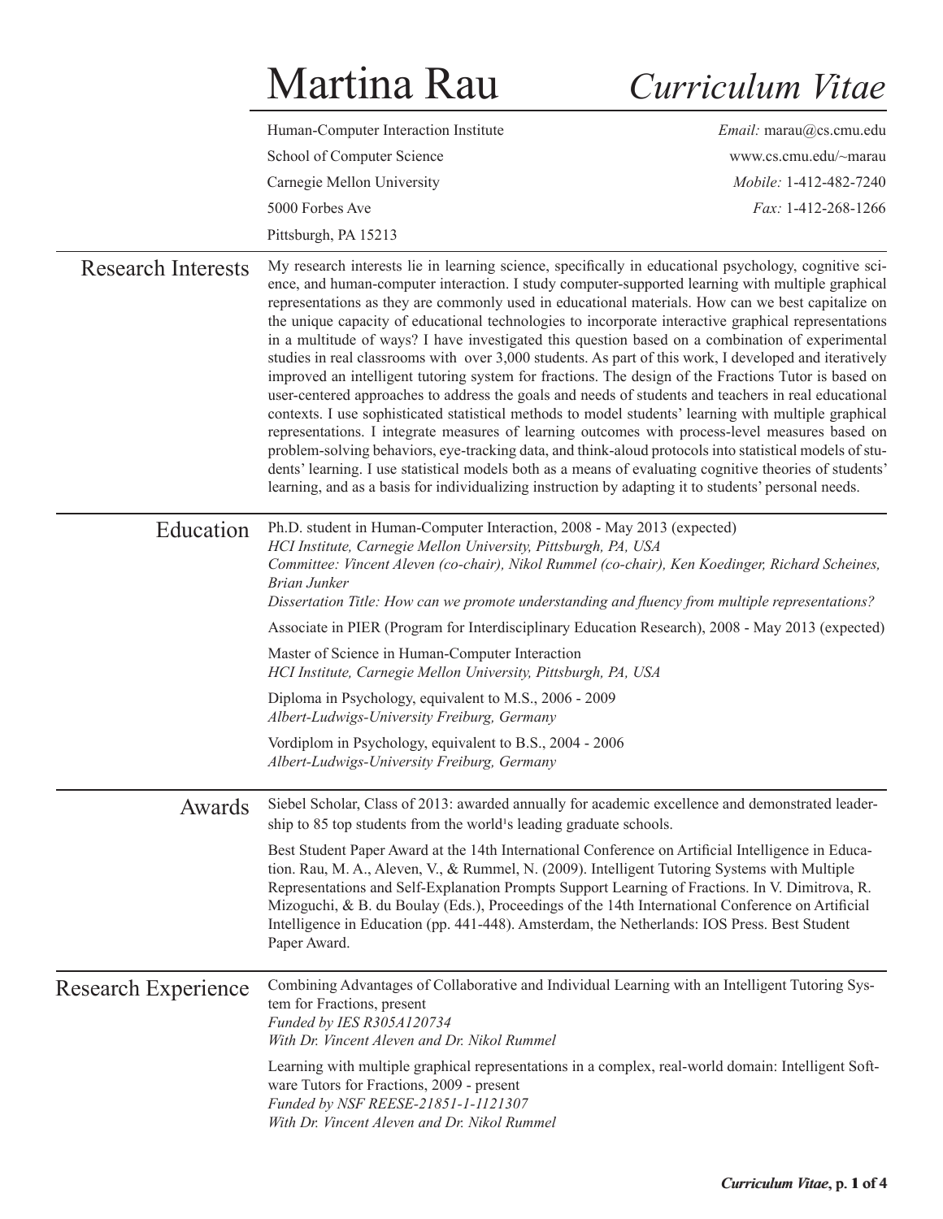# Martina Rau — *Curriculum Vitae*

Human-Computer Interaction Institute
School of Computer Science
Carnegie Mellon University
5000 Forbes Ave
Pittsburgh, PA 15213

*Email:* marau@cs.cmu.edu
www.cs.cmu.edu/~marau
*Mobile:* 1-412-482-7240
*Fax:* 1-412-268-1266

## Research Interests

My research interests lie in learning science, specifically in educational psychology, cognitive science, and human-computer interaction. I study computer-supported learning with multiple graphical representations as they are commonly used in educational materials. How can we best capitalize on the unique capacity of educational technologies to incorporate interactive graphical representations in a multitude of ways? I have investigated this question based on a combination of experimental studies in real classrooms with over 3,000 students. As part of this work, I developed and iteratively improved an intelligent tutoring system for fractions. The design of the Fractions Tutor is based on user-centered approaches to address the goals and needs of students and teachers in real educational contexts. I use sophisticated statistical methods to model students' learning with multiple graphical representations. I integrate measures of learning outcomes with process-level measures based on problem-solving behaviors, eye-tracking data, and think-aloud protocols into statistical models of students' learning. I use statistical models both as a means of evaluating cognitive theories of students' learning, and as a basis for individualizing instruction by adapting it to students' personal needs.

## Education

Ph.D. student in Human-Computer Interaction, 2008 - May 2013 (expected)
*HCI Institute, Carnegie Mellon University, Pittsburgh, PA, USA*
*Committee: Vincent Aleven (co-chair), Nikol Rummel (co-chair), Ken Koedinger, Richard Scheines, Brian Junker*
*Dissertation Title: How can we promote understanding and fluency from multiple representations?*

Associate in PIER (Program for Interdisciplinary Education Research), 2008 - May 2013 (expected)

Master of Science in Human-Computer Interaction
*HCI Institute, Carnegie Mellon University, Pittsburgh, PA, USA*

Diploma in Psychology, equivalent to M.S., 2006 - 2009
*Albert-Ludwigs-University Freiburg, Germany*

Vordiplom in Psychology, equivalent to B.S., 2004 - 2006
*Albert-Ludwigs-University Freiburg, Germany*

## Awards

Siebel Scholar, Class of 2013: awarded annually for academic excellence and demonstrated leadership to 85 top students from the world's leading graduate schools.

Best Student Paper Award at the 14th International Conference on Artificial Intelligence in Education. Rau, M. A., Aleven, V., & Rummel, N. (2009). Intelligent Tutoring Systems with Multiple Representations and Self-Explanation Prompts Support Learning of Fractions. In V. Dimitrova, R. Mizoguchi, & B. du Boulay (Eds.), Proceedings of the 14th International Conference on Artificial Intelligence in Education (pp. 441-448). Amsterdam, the Netherlands: IOS Press. Best Student Paper Award.

## Research Experience

Combining Advantages of Collaborative and Individual Learning with an Intelligent Tutoring System for Fractions, present
*Funded by IES R305A120734*
*With Dr. Vincent Aleven and Dr. Nikol Rummel*

Learning with multiple graphical representations in a complex, real-world domain: Intelligent Software Tutors for Fractions, 2009 - present
*Funded by NSF REESE-21851-1-1121307*
*With Dr. Vincent Aleven and Dr. Nikol Rummel*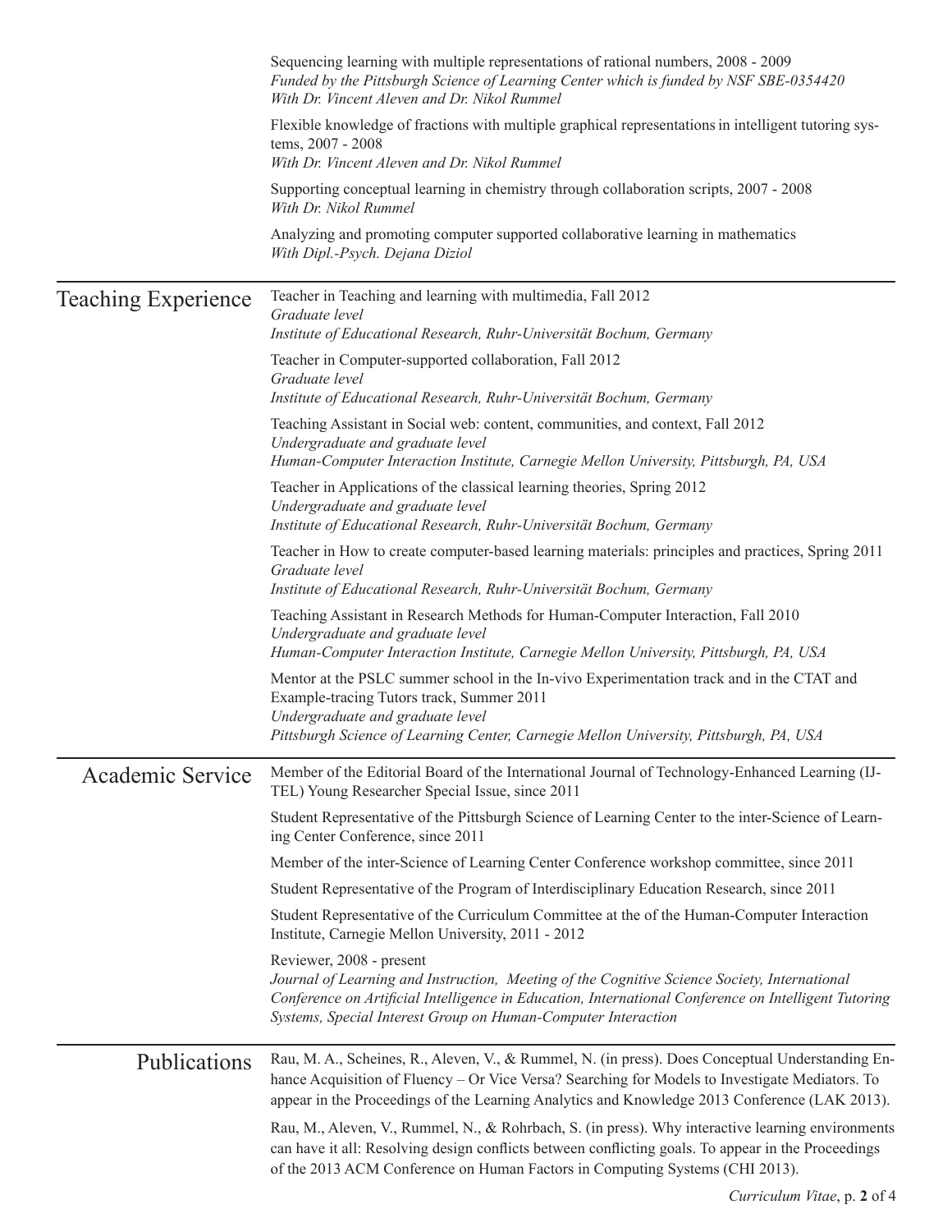Sequencing learning with multiple representations of rational numbers, 2008 - 2009
*Funded by the Pittsburgh Science of Learning Center which is funded by NSF SBE-0354420*
*With Dr. Vincent Aleven and Dr. Nikol Rummel*

Flexible knowledge of fractions with multiple graphical representations in intelligent tutoring systems, 2007 - 2008
*With Dr. Vincent Aleven and Dr. Nikol Rummel*

Supporting conceptual learning in chemistry through collaboration scripts, 2007 - 2008
*With Dr. Nikol Rummel*

Analyzing and promoting computer supported collaborative learning in mathematics
*With Dipl.-Psych. Dejana Diziol*

## Teaching Experience

Teacher in Teaching and learning with multimedia, Fall 2012
*Graduate level*
*Institute of Educational Research, Ruhr-Universität Bochum, Germany*

Teacher in Computer-supported collaboration, Fall 2012
*Graduate level*
*Institute of Educational Research, Ruhr-Universität Bochum, Germany*

Teaching Assistant in Social web: content, communities, and context, Fall 2012
*Undergraduate and graduate level*
*Human-Computer Interaction Institute, Carnegie Mellon University, Pittsburgh, PA, USA*

Teacher in Applications of the classical learning theories, Spring 2012
*Undergraduate and graduate level*
*Institute of Educational Research, Ruhr-Universität Bochum, Germany*

Teacher in How to create computer-based learning materials: principles and practices, Spring 2011
*Graduate level*
*Institute of Educational Research, Ruhr-Universität Bochum, Germany*

Teaching Assistant in Research Methods for Human-Computer Interaction, Fall 2010
*Undergraduate and graduate level*
*Human-Computer Interaction Institute, Carnegie Mellon University, Pittsburgh, PA, USA*

Mentor at the PSLC summer school in the In-vivo Experimentation track and in the CTAT and Example-tracing Tutors track, Summer 2011
*Undergraduate and graduate level*
*Pittsburgh Science of Learning Center, Carnegie Mellon University, Pittsburgh, PA, USA*

## Academic Service

Member of the Editorial Board of the International Journal of Technology-Enhanced Learning (IJ-TEL) Young Researcher Special Issue, since 2011

Student Representative of the Pittsburgh Science of Learning Center to the inter-Science of Learning Center Conference, since 2011

Member of the inter-Science of Learning Center Conference workshop committee, since 2011

Student Representative of the Program of Interdisciplinary Education Research, since 2011

Student Representative of the Curriculum Committee at the of the Human-Computer Interaction Institute, Carnegie Mellon University, 2011 - 2012

Reviewer, 2008 - present
*Journal of Learning and Instruction, Meeting of the Cognitive Science Society, International Conference on Artificial Intelligence in Education, International Conference on Intelligent Tutoring Systems, Special Interest Group on Human-Computer Interaction*

## Publications

Rau, M. A., Scheines, R., Aleven, V., & Rummel, N. (in press). Does Conceptual Understanding Enhance Acquisition of Fluency – Or Vice Versa? Searching for Models to Investigate Mediators. To appear in the Proceedings of the Learning Analytics and Knowledge 2013 Conference (LAK 2013).

Rau, M., Aleven, V., Rummel, N., & Rohrbach, S. (in press). Why interactive learning environments can have it all: Resolving design conflicts between conflicting goals. To appear in the Proceedings of the 2013 ACM Conference on Human Factors in Computing Systems (CHI 2013).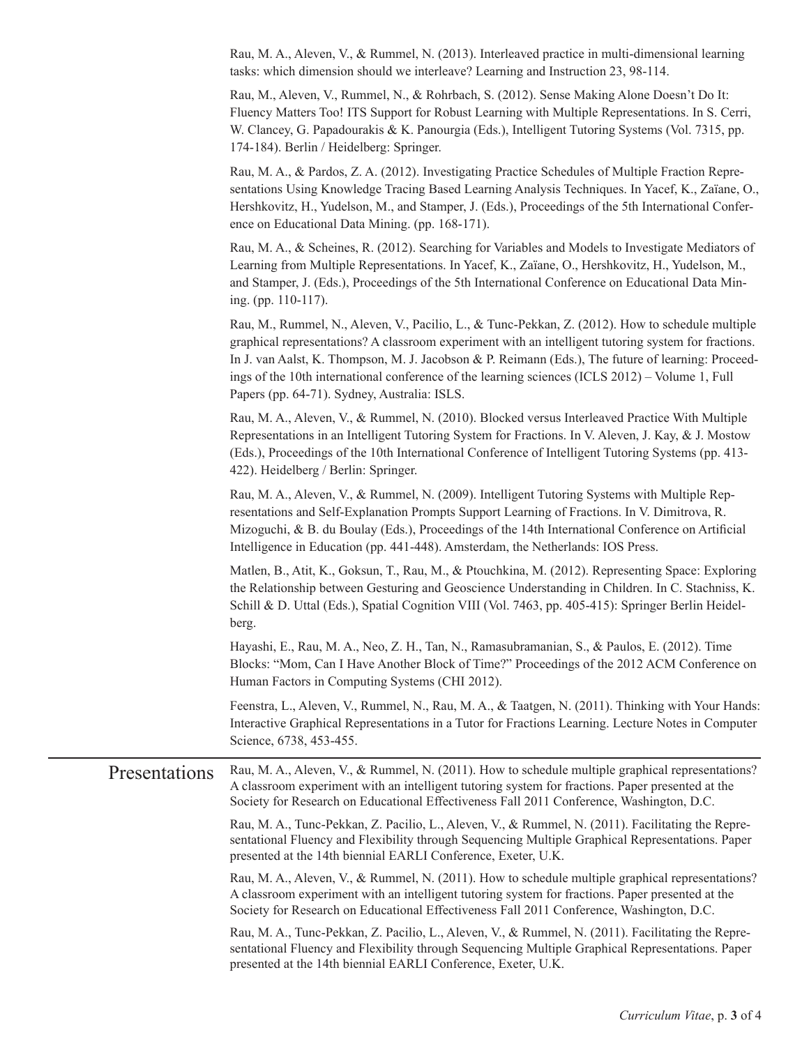Rau, M. A., Aleven, V., & Rummel, N. (2013). Interleaved practice in multi-dimensional learning tasks: which dimension should we interleave? Learning and Instruction 23, 98-114.

Rau, M., Aleven, V., Rummel, N., & Rohrbach, S. (2012). Sense Making Alone Doesn't Do It: Fluency Matters Too! ITS Support for Robust Learning with Multiple Representations. In S. Cerri, W. Clancey, G. Papadourakis & K. Panourgia (Eds.), Intelligent Tutoring Systems (Vol. 7315, pp. 174-184). Berlin / Heidelberg: Springer.

Rau, M. A., & Pardos, Z. A. (2012). Investigating Practice Schedules of Multiple Fraction Representations Using Knowledge Tracing Based Learning Analysis Techniques. In Yacef, K., Zaïane, O., Hershkovitz, H., Yudelson, M., and Stamper, J. (Eds.), Proceedings of the 5th International Conference on Educational Data Mining. (pp. 168-171).

Rau, M. A., & Scheines, R. (2012). Searching for Variables and Models to Investigate Mediators of Learning from Multiple Representations. In Yacef, K., Zaïane, O., Hershkovitz, H., Yudelson, M., and Stamper, J. (Eds.), Proceedings of the 5th International Conference on Educational Data Mining. (pp. 110-117).

Rau, M., Rummel, N., Aleven, V., Pacilio, L., & Tunc-Pekkan, Z. (2012). How to schedule multiple graphical representations? A classroom experiment with an intelligent tutoring system for fractions. In J. van Aalst, K. Thompson, M. J. Jacobson & P. Reimann (Eds.), The future of learning: Proceedings of the 10th international conference of the learning sciences (ICLS 2012) – Volume 1, Full Papers (pp. 64-71). Sydney, Australia: ISLS.

Rau, M. A., Aleven, V., & Rummel, N. (2010). Blocked versus Interleaved Practice With Multiple Representations in an Intelligent Tutoring System for Fractions. In V. Aleven, J. Kay, & J. Mostow (Eds.), Proceedings of the 10th International Conference of Intelligent Tutoring Systems (pp. 413-422). Heidelberg / Berlin: Springer.

Rau, M. A., Aleven, V., & Rummel, N. (2009). Intelligent Tutoring Systems with Multiple Representations and Self-Explanation Prompts Support Learning of Fractions. In V. Dimitrova, R. Mizoguchi, & B. du Boulay (Eds.), Proceedings of the 14th International Conference on Artificial Intelligence in Education (pp. 441-448). Amsterdam, the Netherlands: IOS Press.

Matlen, B., Atit, K., Goksun, T., Rau, M., & Ptouchkina, M. (2012). Representing Space: Exploring the Relationship between Gesturing and Geoscience Understanding in Children. In C. Stachniss, K. Schill & D. Uttal (Eds.), Spatial Cognition VIII (Vol. 7463, pp. 405-415): Springer Berlin Heidelberg.

Hayashi, E., Rau, M. A., Neo, Z. H., Tan, N., Ramasubramanian, S., & Paulos, E. (2012). Time Blocks: "Mom, Can I Have Another Block of Time?" Proceedings of the 2012 ACM Conference on Human Factors in Computing Systems (CHI 2012).

Feenstra, L., Aleven, V., Rummel, N., Rau, M. A., & Taatgen, N. (2011). Thinking with Your Hands: Interactive Graphical Representations in a Tutor for Fractions Learning. Lecture Notes in Computer Science, 6738, 453-455.

## Presentations

Rau, M. A., Aleven, V., & Rummel, N. (2011). How to schedule multiple graphical representations? A classroom experiment with an intelligent tutoring system for fractions. Paper presented at the Society for Research on Educational Effectiveness Fall 2011 Conference, Washington, D.C.

Rau, M. A., Tunc-Pekkan, Z. Pacilio, L., Aleven, V., & Rummel, N. (2011). Facilitating the Representational Fluency and Flexibility through Sequencing Multiple Graphical Representations. Paper presented at the 14th biennial EARLI Conference, Exeter, U.K.

Rau, M. A., Aleven, V., & Rummel, N. (2011). How to schedule multiple graphical representations? A classroom experiment with an intelligent tutoring system for fractions. Paper presented at the Society for Research on Educational Effectiveness Fall 2011 Conference, Washington, D.C.

Rau, M. A., Tunc-Pekkan, Z. Pacilio, L., Aleven, V., & Rummel, N. (2011). Facilitating the Representational Fluency and Flexibility through Sequencing Multiple Graphical Representations. Paper presented at the 14th biennial EARLI Conference, Exeter, U.K.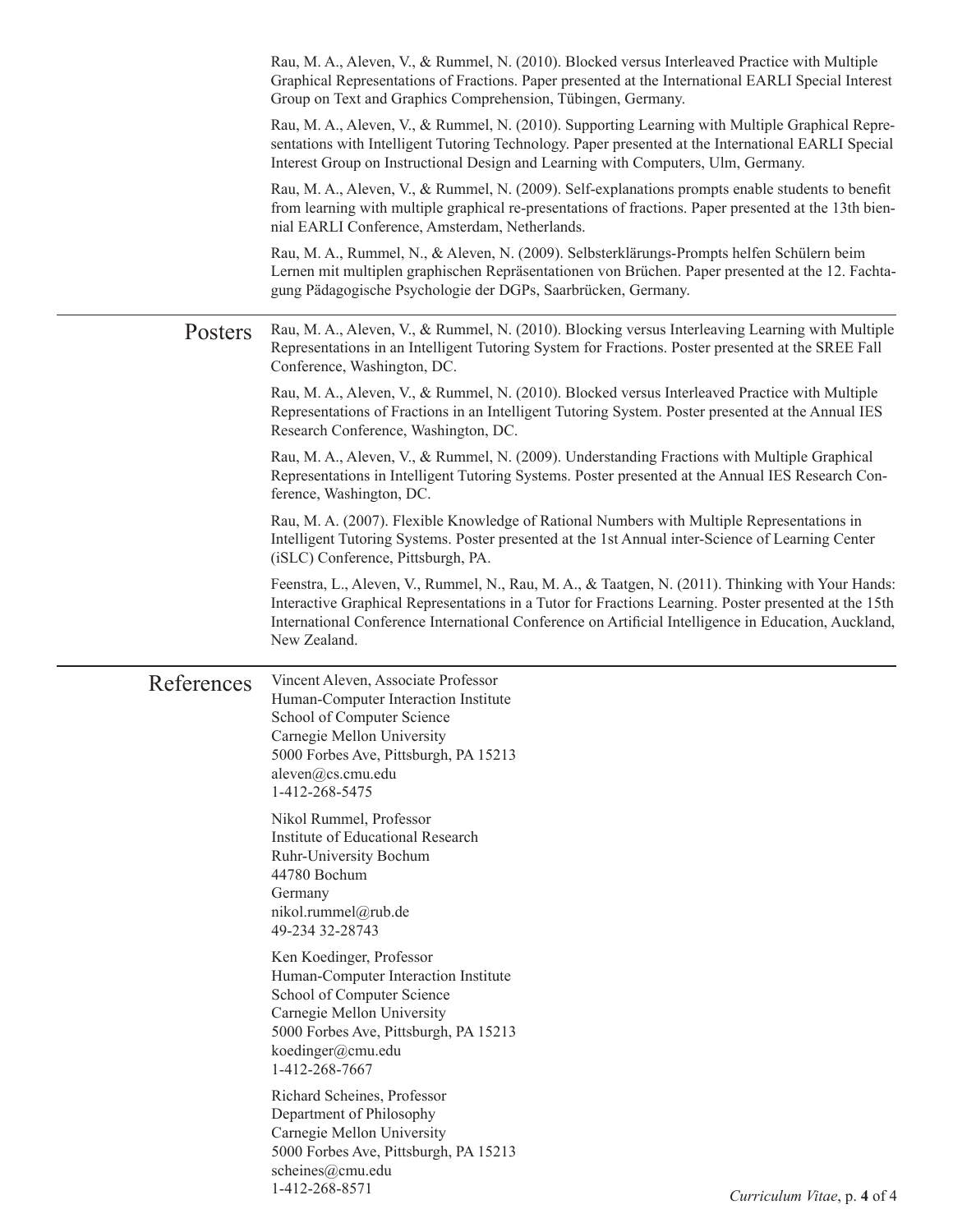Rau, M. A., Aleven, V., & Rummel, N. (2010). Blocked versus Interleaved Practice with Multiple Graphical Representations of Fractions. Paper presented at the International EARLI Special Interest Group on Text and Graphics Comprehension, Tübingen, Germany.

Rau, M. A., Aleven, V., & Rummel, N. (2010). Supporting Learning with Multiple Graphical Representations with Intelligent Tutoring Technology. Paper presented at the International EARLI Special Interest Group on Instructional Design and Learning with Computers, Ulm, Germany.

Rau, M. A., Aleven, V., & Rummel, N. (2009). Self-explanations prompts enable students to benefit from learning with multiple graphical re-presentations of fractions. Paper presented at the 13th biennial EARLI Conference, Amsterdam, Netherlands.

Rau, M. A., Rummel, N., & Aleven, N. (2009). Selbsterklärungs-Prompts helfen Schülern beim Lernen mit multiplen graphischen Repräsentationen von Brüchen. Paper presented at the 12. Fachtagung Pädagogische Psychologie der DGPs, Saarbrücken, Germany.

## Posters

Rau, M. A., Aleven, V., & Rummel, N. (2010). Blocking versus Interleaving Learning with Multiple Representations in an Intelligent Tutoring System for Fractions. Poster presented at the SREE Fall Conference, Washington, DC.

Rau, M. A., Aleven, V., & Rummel, N. (2010). Blocked versus Interleaved Practice with Multiple Representations of Fractions in an Intelligent Tutoring System. Poster presented at the Annual IES Research Conference, Washington, DC.

Rau, M. A., Aleven, V., & Rummel, N. (2009). Understanding Fractions with Multiple Graphical Representations in Intelligent Tutoring Systems. Poster presented at the Annual IES Research Conference, Washington, DC.

Rau, M. A. (2007). Flexible Knowledge of Rational Numbers with Multiple Representations in Intelligent Tutoring Systems. Poster presented at the 1st Annual inter-Science of Learning Center (iSLC) Conference, Pittsburgh, PA.

Feenstra, L., Aleven, V., Rummel, N., Rau, M. A., & Taatgen, N. (2011). Thinking with Your Hands: Interactive Graphical Representations in a Tutor for Fractions Learning. Poster presented at the 15th International Conference International Conference on Artificial Intelligence in Education, Auckland, New Zealand.

## References

Vincent Aleven, Associate Professor
Human-Computer Interaction Institute
School of Computer Science
Carnegie Mellon University
5000 Forbes Ave, Pittsburgh, PA 15213
aleven@cs.cmu.edu
1-412-268-5475

Nikol Rummel, Professor
Institute of Educational Research
Ruhr-University Bochum
44780 Bochum
Germany
nikol.rummel@rub.de
49-234 32-28743

Ken Koedinger, Professor
Human-Computer Interaction Institute
School of Computer Science
Carnegie Mellon University
5000 Forbes Ave, Pittsburgh, PA 15213
koedinger@cmu.edu
1-412-268-7667

Richard Scheines, Professor
Department of Philosophy
Carnegie Mellon University
5000 Forbes Ave, Pittsburgh, PA 15213
scheines@cmu.edu
1-412-268-8571